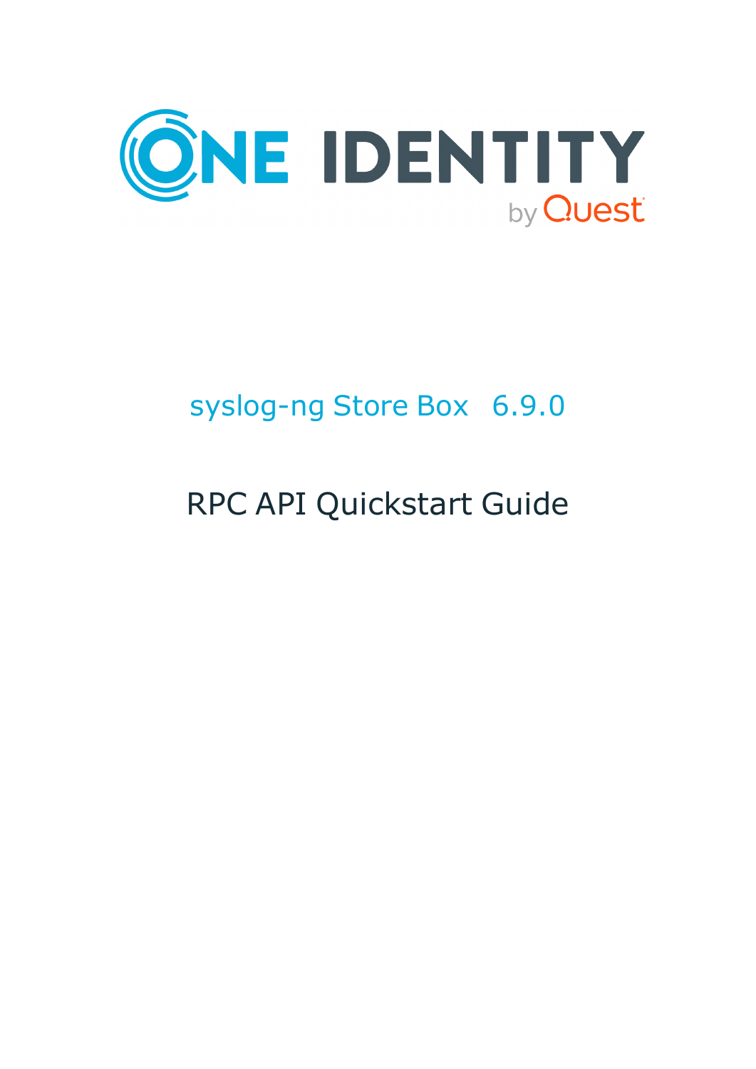ONE IDENTITY by Quest

# syslog-ng Store Box 6.9.0

# RPC API Quickstart Guide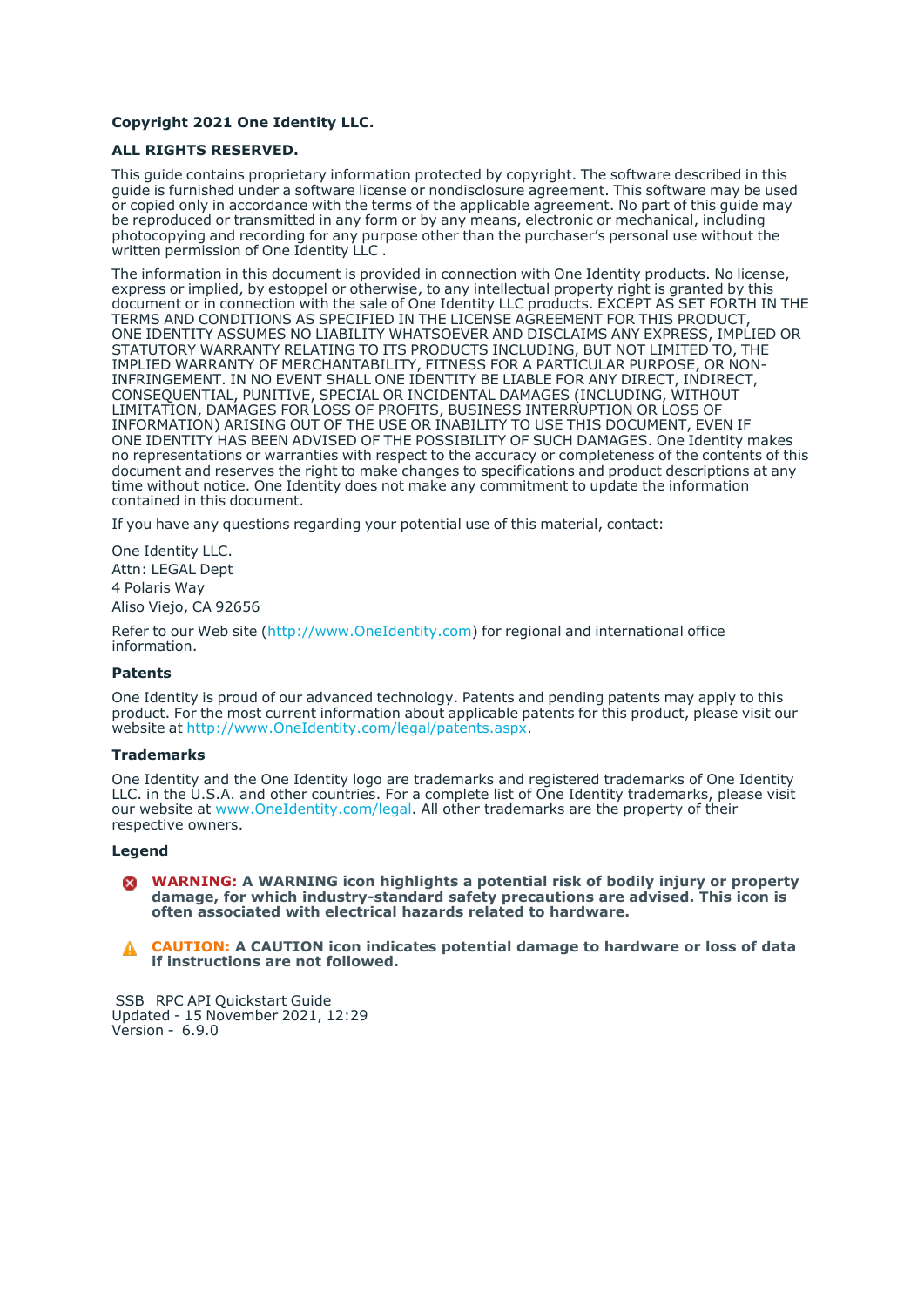**Copyright 2021 One Identity LLC.**

**ALL RIGHTS RESERVED.**

This guide contains proprietary information protected by copyright. The software described in this guide is furnished under a software license or nondisclosure agreement. This software may be used or copied only in accordance with the terms of the applicable agreement. No part of this guide may be reproduced or transmitted in any form or by any means, electronic or mechanical, including photocopying and recording for any purpose other than the purchaser's personal use without the written permission of One Identity LLC .

The information in this document is provided in connection with One Identity products. No license, express or implied, by estoppel or otherwise, to any intellectual property right is granted by this document or in connection with the sale of One Identity LLC products. EXCEPT AS SET FORTH IN THE TERMS AND CONDITIONS AS SPECIFIED IN THE LICENSE AGREEMENT FOR THIS PRODUCT, ONE IDENTITY ASSUMES NO LIABILITY WHATSOEVER AND DISCLAIMS ANY EXPRESS, IMPLIED OR STATUTORY WARRANTY RELATING TO ITS PRODUCTS INCLUDING, BUT NOT LIMITED TO, THE IMPLIED WARRANTY OF MERCHANTABILITY, FITNESS FOR A PARTICULAR PURPOSE, OR NON-INFRINGEMENT. IN NO EVENT SHALL ONE IDENTITY BE LIABLE FOR ANY DIRECT, INDIRECT, CONSEQUENTIAL, PUNITIVE, SPECIAL OR INCIDENTAL DAMAGES (INCLUDING, WITHOUT LIMITATION, DAMAGES FOR LOSS OF PROFITS, BUSINESS INTERRUPTION OR LOSS OF INFORMATION) ARISING OUT OF THE USE OR INABILITY TO USE THIS DOCUMENT, EVEN IF ONE IDENTITY HAS BEEN ADVISED OF THE POSSIBILITY OF SUCH DAMAGES. One Identity makes no representations or warranties with respect to the accuracy or completeness of the contents of this document and reserves the right to make changes to specifications and product descriptions at any time without notice. One Identity does not make any commitment to update the information contained in this document.

If you have any questions regarding your potential use of this material, contact:

One Identity LLC.
Attn: LEGAL Dept
4 Polaris Way
Aliso Viejo, CA 92656

Refer to our Web site (http://www.OneIdentity.com) for regional and international office information.

**Patents**

One Identity is proud of our advanced technology. Patents and pending patents may apply to this product. For the most current information about applicable patents for this product, please visit our website at http://www.OneIdentity.com/legal/patents.aspx.

**Trademarks**

One Identity and the One Identity logo are trademarks and registered trademarks of One Identity LLC. in the U.S.A. and other countries. For a complete list of One Identity trademarks, please visit our website at www.OneIdentity.com/legal. All other trademarks are the property of their respective owners.

**Legend**

**WARNING: A WARNING icon highlights a potential risk of bodily injury or property damage, for which industry-standard safety precautions are advised. This icon is often associated with electrical hazards related to hardware.**

**CAUTION: A CAUTION icon indicates potential damage to hardware or loss of data if instructions are not followed.**

SSB RPC API Quickstart Guide
Updated - 15 November 2021, 12:29
Version - 6.9.0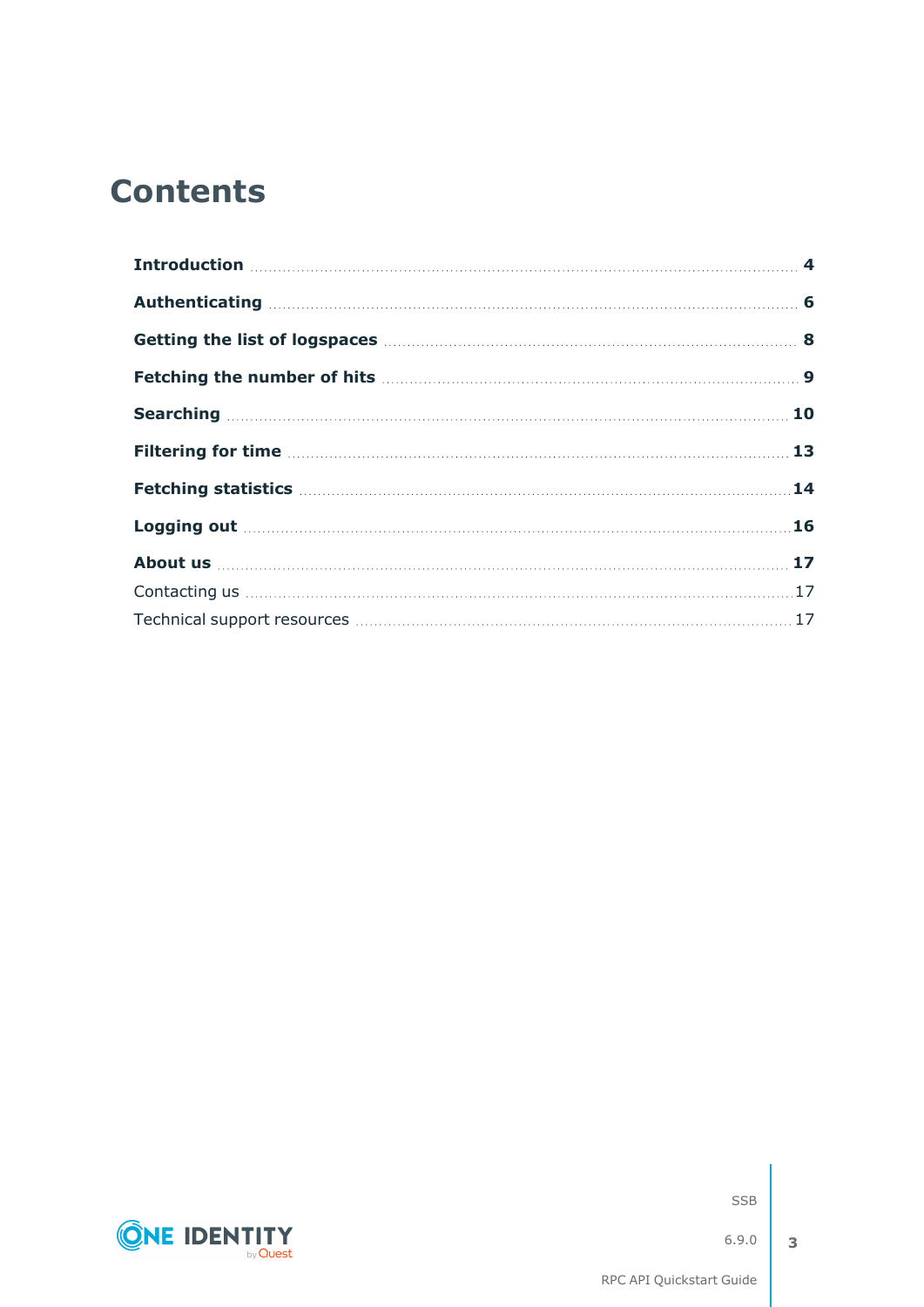# Contents

**Introduction** ..... **4**

**Authenticating** ..... **6**

**Getting the list of logspaces** ..... **8**

**Fetching the number of hits** ..... **9**

**Searching** ..... **10**

**Filtering for time** ..... **13**

**Fetching statistics** ..... **14**

**Logging out** ..... **16**

**About us** ..... **17**

Contacting us ..... 17

Technical support resources ..... 17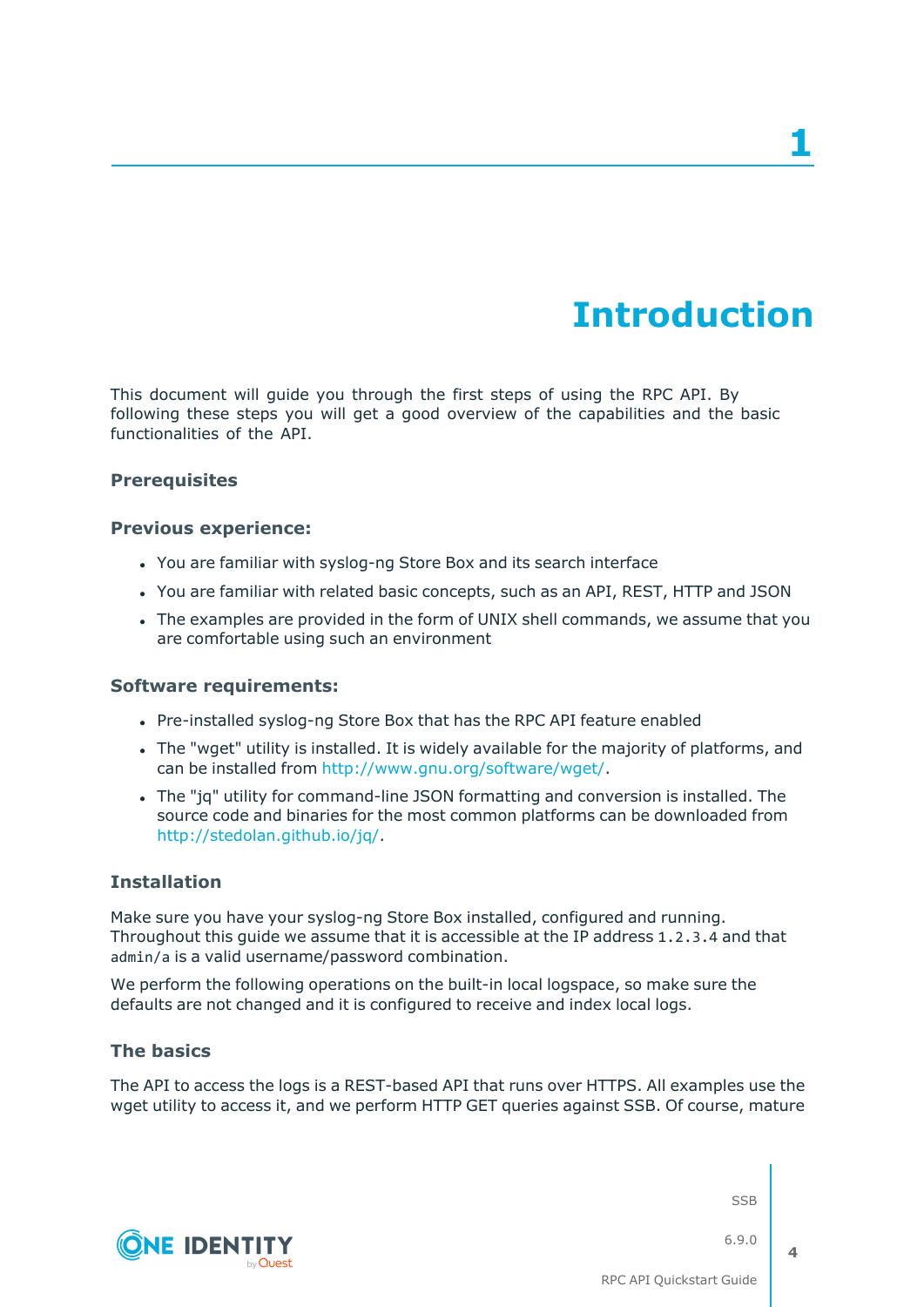# 1 Introduction

This document will guide you through the first steps of using the RPC API. By following these steps you will get a good overview of the capabilities and the basic functionalities of the API.

### Prerequisites

### Previous experience:

- You are familiar with syslog-ng Store Box and its search interface
- You are familiar with related basic concepts, such as an API, REST, HTTP and JSON
- The examples are provided in the form of UNIX shell commands, we assume that you are comfortable using such an environment

### Software requirements:

- Pre-installed syslog-ng Store Box that has the RPC API feature enabled
- The "wget" utility is installed. It is widely available for the majority of platforms, and can be installed from http://www.gnu.org/software/wget/.
- The "jq" utility for command-line JSON formatting and conversion is installed. The source code and binaries for the most common platforms can be downloaded from http://stedolan.github.io/jq/.

### Installation

Make sure you have your syslog-ng Store Box installed, configured and running. Throughout this guide we assume that it is accessible at the IP address `1.2.3.4` and that `admin/a` is a valid username/password combination.

We perform the following operations on the built-in local logspace, so make sure the defaults are not changed and it is configured to receive and index local logs.

### The basics

The API to access the logs is a REST-based API that runs over HTTPS. All examples use the wget utility to access it, and we perform HTTP GET queries against SSB. Of course, mature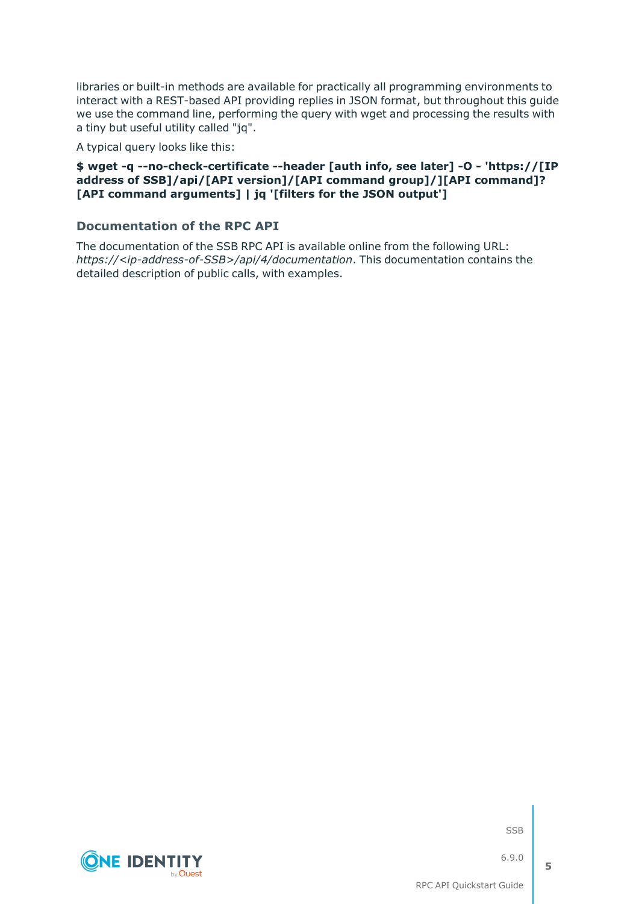libraries or built-in methods are available for practically all programming environments to interact with a REST-based API providing replies in JSON format, but throughout this guide we use the command line, performing the query with wget and processing the results with a tiny but useful utility called "jq".

A typical query looks like this:

**$ wget -q --no-check-certificate --header [auth info, see later] -O - 'https://[IP address of SSB]/api/[API version]/[API command group]/][API command]?[API command arguments] | jq '[filters for the JSON output']**

### Documentation of the RPC API

The documentation of the SSB RPC API is available online from the following URL: *https://<ip-address-of-SSB>/api/4/documentation*. This documentation contains the detailed description of public calls, with examples.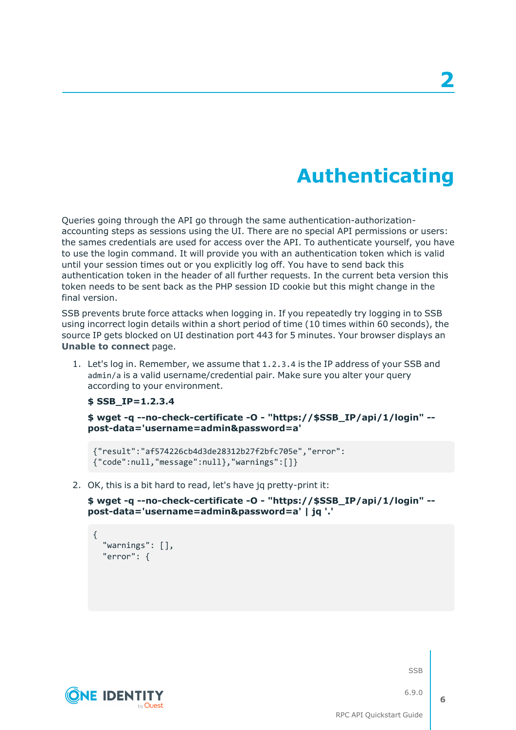# 2 Authenticating

Queries going through the API go through the same authentication-authorization-accounting steps as sessions using the UI. There are no special API permissions or users: the sames credentials are used for access over the API. To authenticate yourself, you have to use the login command. It will provide you with an authentication token which is valid until your session times out or you explicitly log off. You have to send back this authentication token in the header of all further requests. In the current beta version this token needs to be sent back as the PHP session ID cookie but this might change in the final version.

SSB prevents brute force attacks when logging in. If you repeatedly try logging in to SSB using incorrect login details within a short period of time (10 times within 60 seconds), the source IP gets blocked on UI destination port 443 for 5 minutes. Your browser displays an **Unable to connect** page.

1. Let's log in. Remember, we assume that `1.2.3.4` is the IP address of your SSB and `admin/a` is a valid username/credential pair. Make sure you alter your query according to your environment.

   **$ SSB_IP=1.2.3.4**

   **$ wget -q --no-check-certificate -O - "https://$SSB_IP/api/1/login" --post-data='username=admin&password=a'**

   ```
   {"result":"af574226cb4d3de28312b27f2bfc705e","error":
   {"code":null,"message":null},"warnings":[]}
   ```

2. OK, this is a bit hard to read, let's have jq pretty-print it:

   **$ wget -q --no-check-certificate -O - "https://$SSB_IP/api/1/login" --post-data='username=admin&password=a' | jq '.'**

   ```
   {
     "warnings": [],
     "error": {
   ```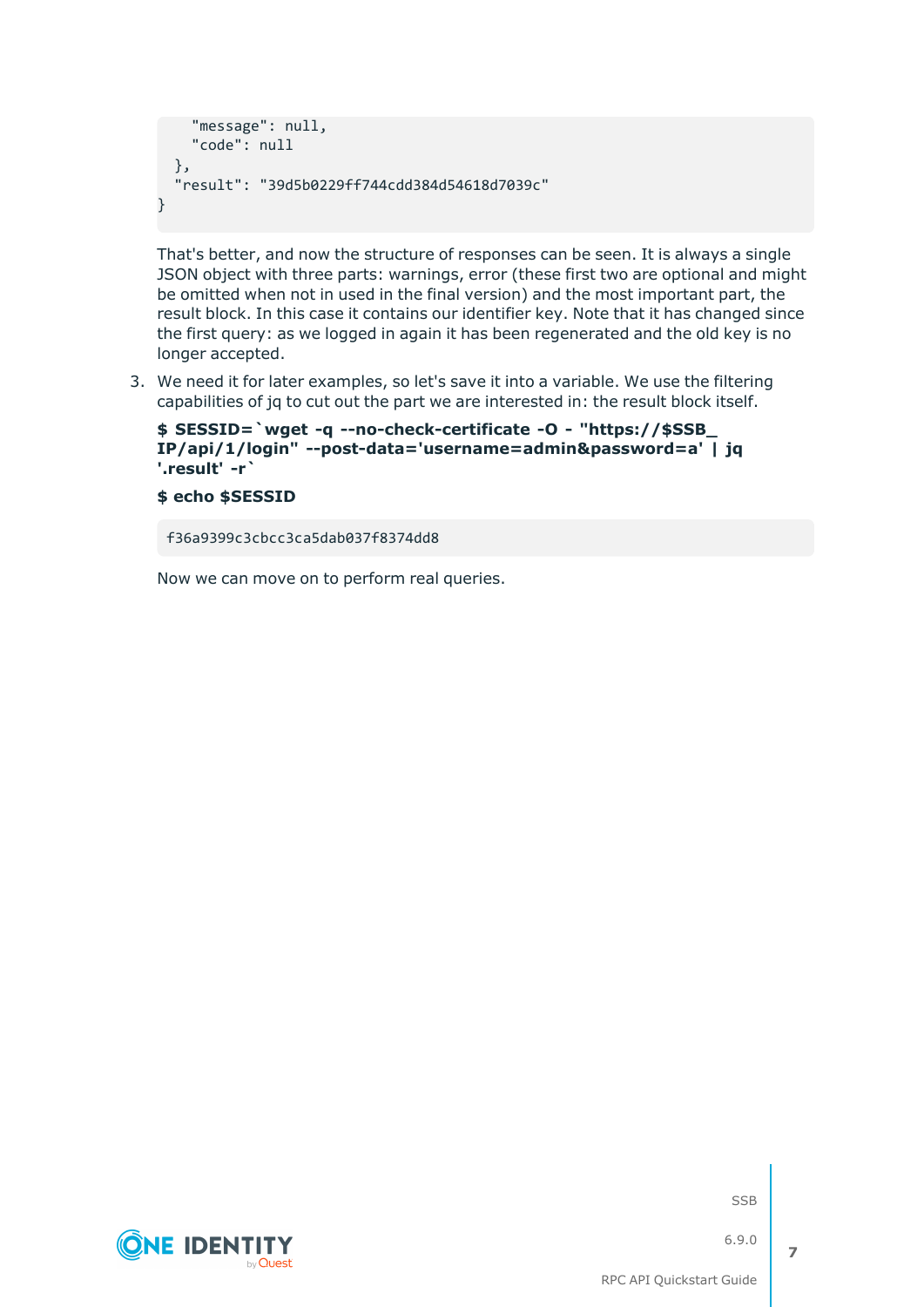```
    "message": null,
    "code": null
  },
  "result": "39d5b0229ff744cdd384d54618d7039c"
}
```

That's better, and now the structure of responses can be seen. It is always a single JSON object with three parts: warnings, error (these first two are optional and might be omitted when not in used in the final version) and the most important part, the result block. In this case it contains our identifier key. Note that it has changed since the first query: as we logged in again it has been regenerated and the old key is no longer accepted.

3. We need it for later examples, so let's save it into a variable. We use the filtering capabilities of jq to cut out the part we are interested in: the result block itself.

   **$ SESSID=`wget -q --no-check-certificate -O - "https://$SSB_IP/api/1/login" --post-data='username=admin&password=a' | jq '.result' -r`**

   **$ echo $SESSID**

   ```
   f36a9399c3cbcc3ca5dab037f8374dd8
   ```

   Now we can move on to perform real queries.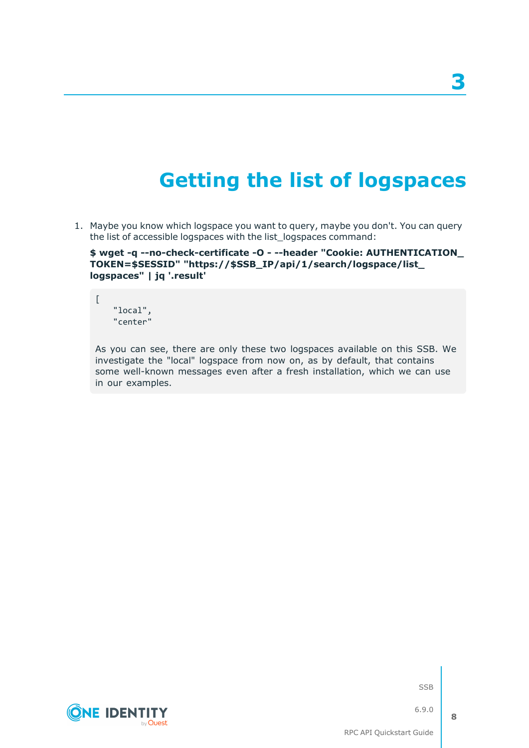# 3 Getting the list of logspaces

1. Maybe you know which logspace you want to query, maybe you don't. You can query the list of accessible logspaces with the list_logspaces command:

   **$ wget -q --no-check-certificate -O - --header "Cookie: AUTHENTICATION_TOKEN=$SESSID" "https://$SSB_IP/api/1/search/logspace/list_logspaces" | jq '.result'**

   ```
   [
      "local",
      "center"
   ```

   As you can see, there are only these two logspaces available on this SSB. We investigate the "local" logspace from now on, as by default, that contains some well-known messages even after a fresh installation, which we can use in our examples.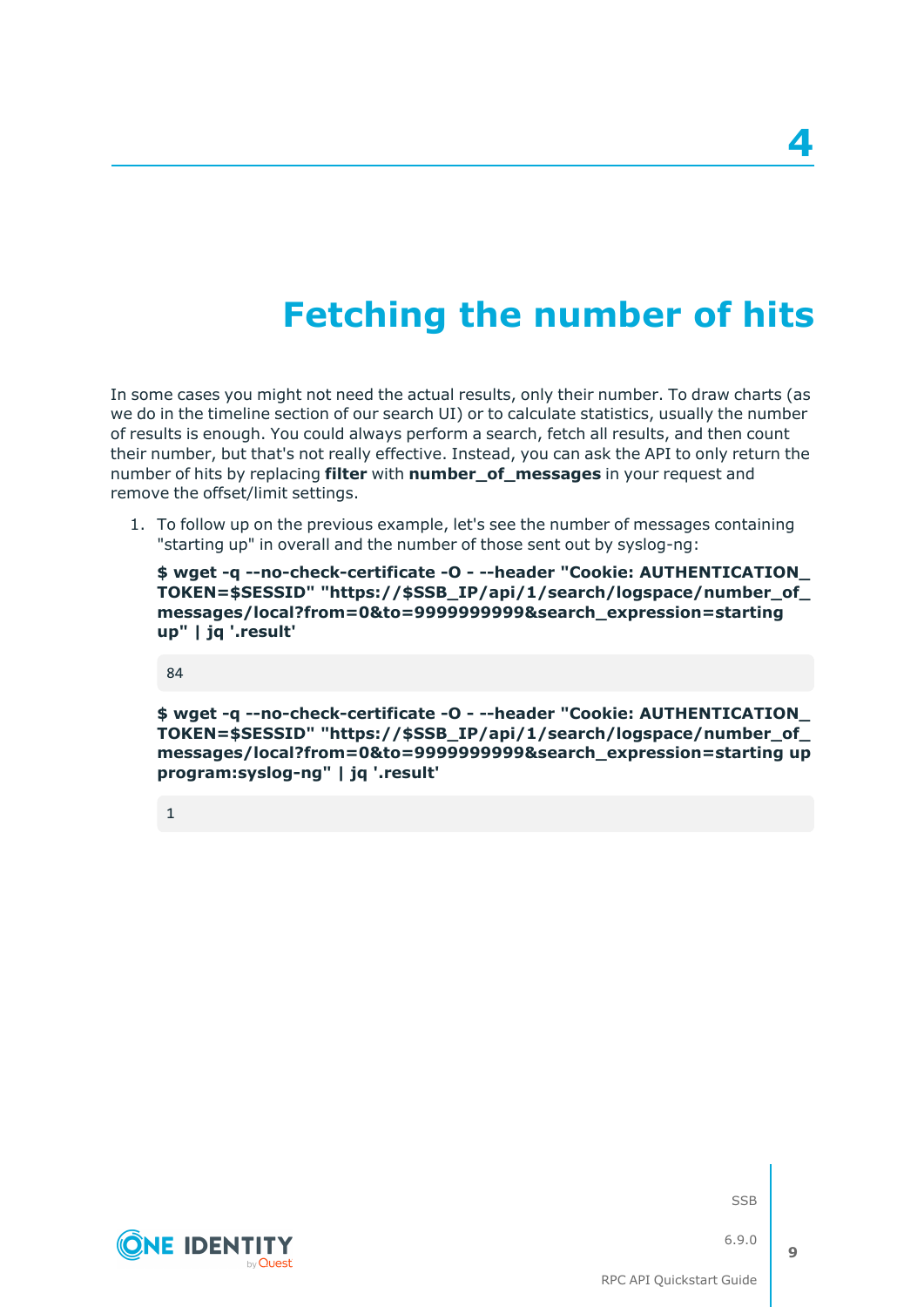# 4

# Fetching the number of hits

In some cases you might not need the actual results, only their number. To draw charts (as we do in the timeline section of our search UI) or to calculate statistics, usually the number of results is enough. You could always perform a search, fetch all results, and then count their number, but that's not really effective. Instead, you can ask the API to only return the number of hits by replacing **filter** with **number_of_messages** in your request and remove the offset/limit settings.

1. To follow up on the previous example, let's see the number of messages containing "starting up" in overall and the number of those sent out by syslog-ng:

   **$ wget -q --no-check-certificate -O - --header "Cookie: AUTHENTICATION_TOKEN=$SESSID" "https://$SSB_IP/api/1/search/logspace/number_of_messages/local?from=0&to=9999999999&search_expression=starting up" | jq '.result'**

   ```
   84
   ```

   **$ wget -q --no-check-certificate -O - --header "Cookie: AUTHENTICATION_TOKEN=$SESSID" "https://$SSB_IP/api/1/search/logspace/number_of_messages/local?from=0&to=9999999999&search_expression=starting up program:syslog-ng" | jq '.result'**

   ```
   1
   ```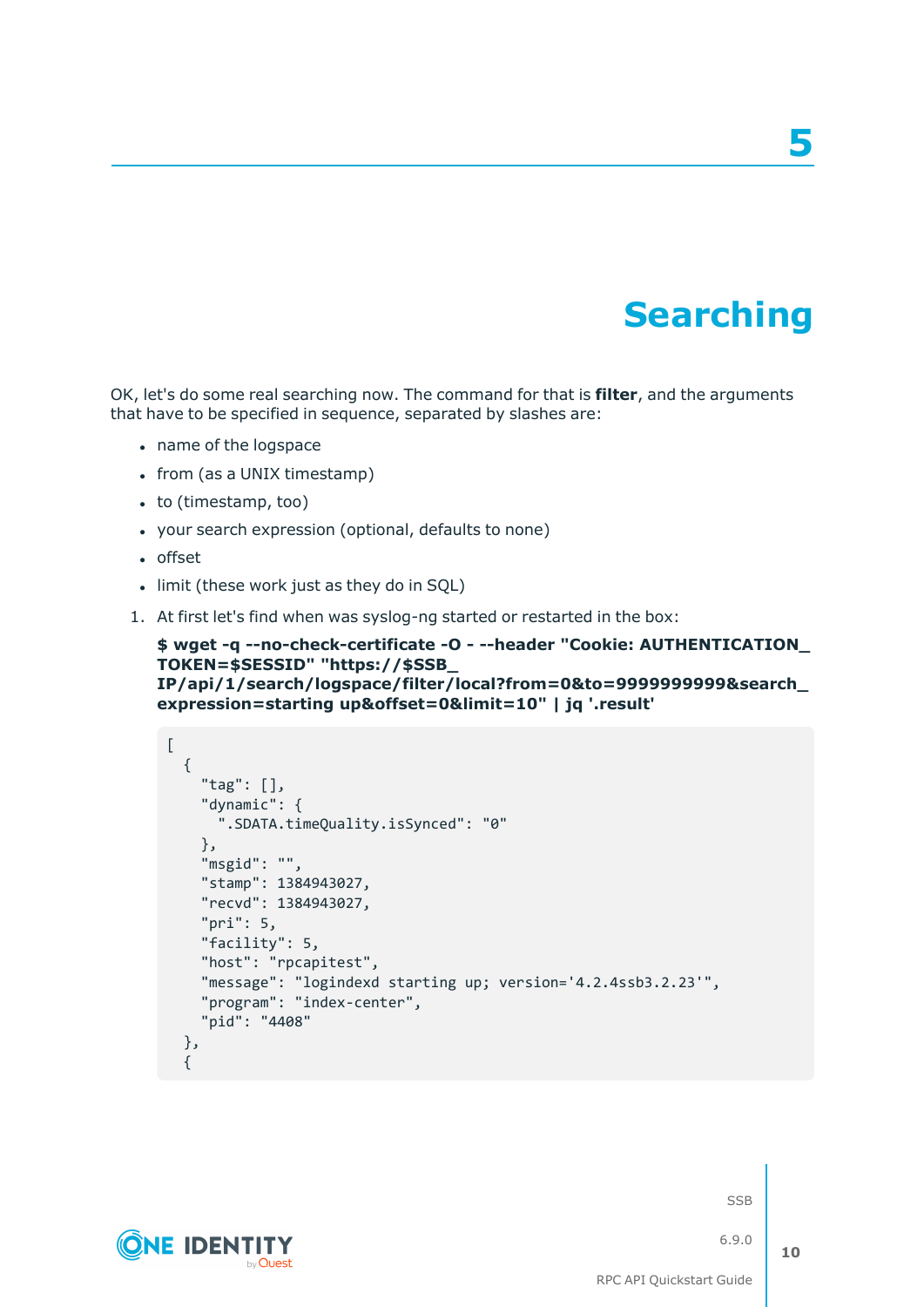# 5

# Searching

OK, let's do some real searching now. The command for that is **filter**, and the arguments that have to be specified in sequence, separated by slashes are:

- name of the logspace
- from (as a UNIX timestamp)
- to (timestamp, too)
- your search expression (optional, defaults to none)
- offset
- limit (these work just as they do in SQL)

1. At first let's find when was syslog-ng started or restarted in the box:

   **$ wget -q --no-check-certificate -O - --header "Cookie: AUTHENTICATION_TOKEN=$SESSID" "https://$SSB_IP/api/1/search/logspace/filter/local?from=0&to=9999999999&search_expression=starting up&offset=0&limit=10" | jq '.result'**

```
[
  {
    "tag": [],
    "dynamic": {
      ".SDATA.timeQuality.isSynced": "0"
    },
    "msgid": "",
    "stamp": 1384943027,
    "recvd": 1384943027,
    "pri": 5,
    "facility": 5,
    "host": "rpcapitest",
    "message": "logindexd starting up; version='4.2.4ssb3.2.23'",
    "program": "index-center",
    "pid": "4408"
  },
  {
```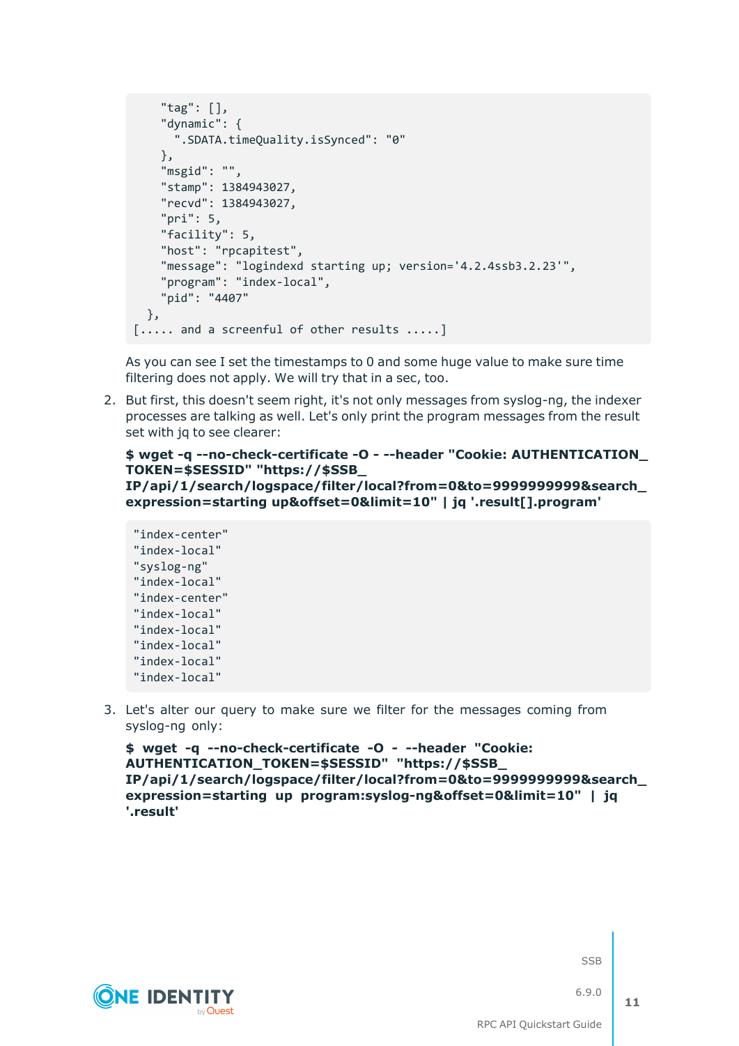```
    "tag": [],
    "dynamic": {
      ".SDATA.timeQuality.isSynced": "0"
    },
    "msgid": "",
    "stamp": 1384943027,
    "recvd": 1384943027,
    "pri": 5,
    "facility": 5,
    "host": "rpcapitest",
    "message": "logindexd starting up; version='4.2.4ssb3.2.23'",
    "program": "index-local",
    "pid": "4407"
  },
[..... and a screenful of other results .....]
```

As you can see I set the timestamps to 0 and some huge value to make sure time filtering does not apply. We will try that in a sec, too.

2. But first, this doesn't seem right, it's not only messages from syslog-ng, the indexer processes are talking as well. Let's only print the program messages from the result set with jq to see clearer:

   **$ wget -q --no-check-certificate -O - --header "Cookie: AUTHENTICATION_TOKEN=$SESSID" "https://$SSB_IP/api/1/search/logspace/filter/local?from=0&to=9999999999&search_expression=starting up&offset=0&limit=10" | jq '.result[].program'**

   ```
   "index-center"
   "index-local"
   "syslog-ng"
   "index-local"
   "index-center"
   "index-local"
   "index-local"
   "index-local"
   "index-local"
   "index-local"
   ```

3. Let's alter our query to make sure we filter for the messages coming from syslog-ng only:

   **$ wget -q --no-check-certificate -O - --header "Cookie: AUTHENTICATION_TOKEN=$SESSID" "https://$SSB_IP/api/1/search/logspace/filter/local?from=0&to=9999999999&search_expression=starting up program:syslog-ng&offset=0&limit=10" | jq '.result'**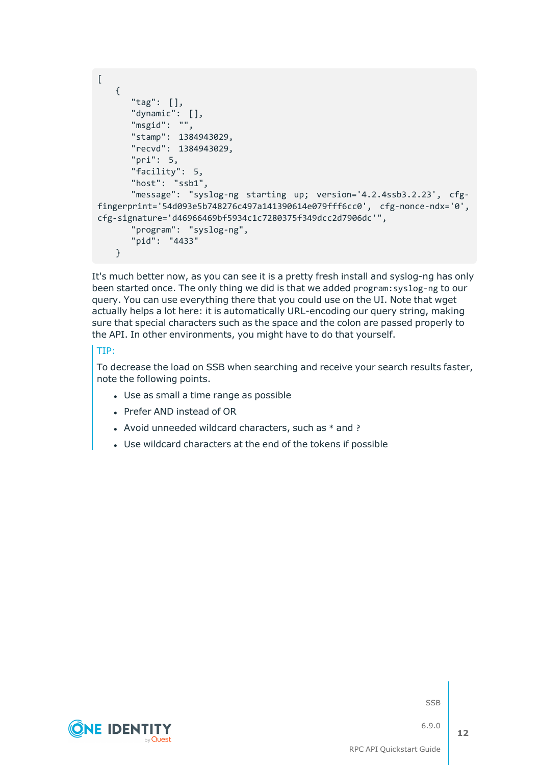```
[
   {
      "tag": [],
      "dynamic": [],
      "msgid": "",
      "stamp": 1384943029,
      "recvd": 1384943029,
      "pri": 5,
      "facility": 5,
      "host": "ssb1",
      "message": "syslog-ng starting up; version='4.2.4ssb3.2.23', cfg-
fingerprint='54d093e5b748276c497a141390614e079fff6cc0', cfg-nonce-ndx='0',
cfg-signature='d46966469bf5934c1c7280375f349dcc2d7906dc'",
      "program": "syslog-ng",
      "pid": "4433"
   }
```

It's much better now, as you can see it is a pretty fresh install and syslog-ng has only been started once. The only thing we did is that we added `program:syslog-ng` to our query. You can use everything there that you could use on the UI. Note that wget actually helps a lot here: it is automatically URL-encoding our query string, making sure that special characters such as the space and the colon are passed properly to the API. In other environments, you might have to do that yourself.

> TIP:
>
> To decrease the load on SSB when searching and receive your search results faster, note the following points.
>
> - Use as small a time range as possible
> - Prefer AND instead of OR
> - Avoid unneeded wildcard characters, such as * and ?
> - Use wildcard characters at the end of the tokens if possible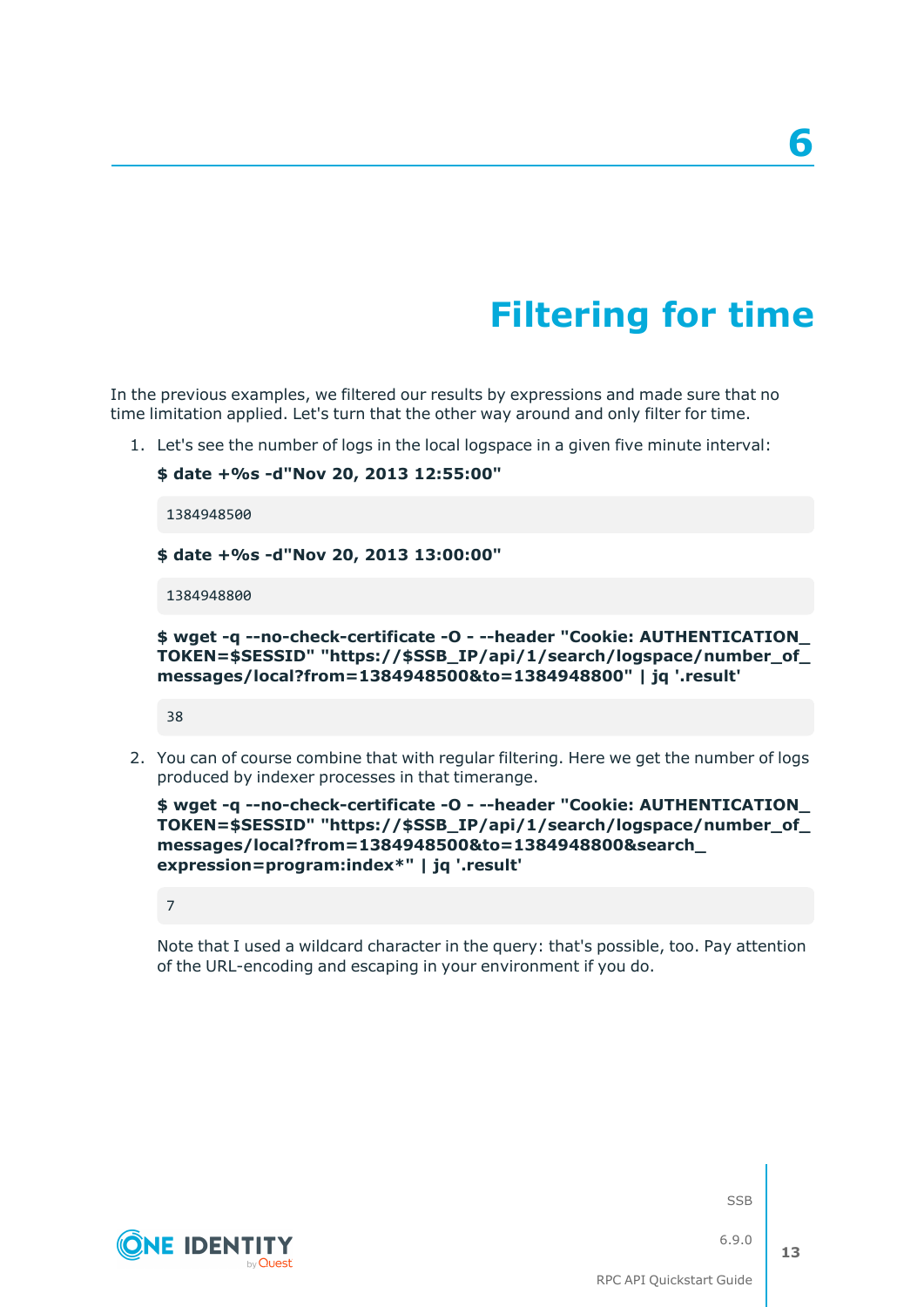# 6

# Filtering for time

In the previous examples, we filtered our results by expressions and made sure that no time limitation applied. Let's turn that the other way around and only filter for time.

1. Let's see the number of logs in the local logspace in a given five minute interval:

   **$ date +%s -d"Nov 20, 2013 12:55:00"**

   ```
   1384948500
   ```

   **$ date +%s -d"Nov 20, 2013 13:00:00"**

   ```
   1384948800
   ```

   **$ wget -q --no-check-certificate -O - --header "Cookie: AUTHENTICATION_TOKEN=$SESSID" "https://$SSB_IP/api/1/search/logspace/number_of_messages/local?from=1384948500&to=1384948800" | jq '.result'**

   ```
   38
   ```

2. You can of course combine that with regular filtering. Here we get the number of logs produced by indexer processes in that timerange.

   **$ wget -q --no-check-certificate -O - --header "Cookie: AUTHENTICATION_TOKEN=$SESSID" "https://$SSB_IP/api/1/search/logspace/number_of_messages/local?from=1384948500&to=1384948800&search_expression=program:index*" | jq '.result'**

   ```
   7
   ```

   Note that I used a wildcard character in the query: that's possible, too. Pay attention of the URL-encoding and escaping in your environment if you do.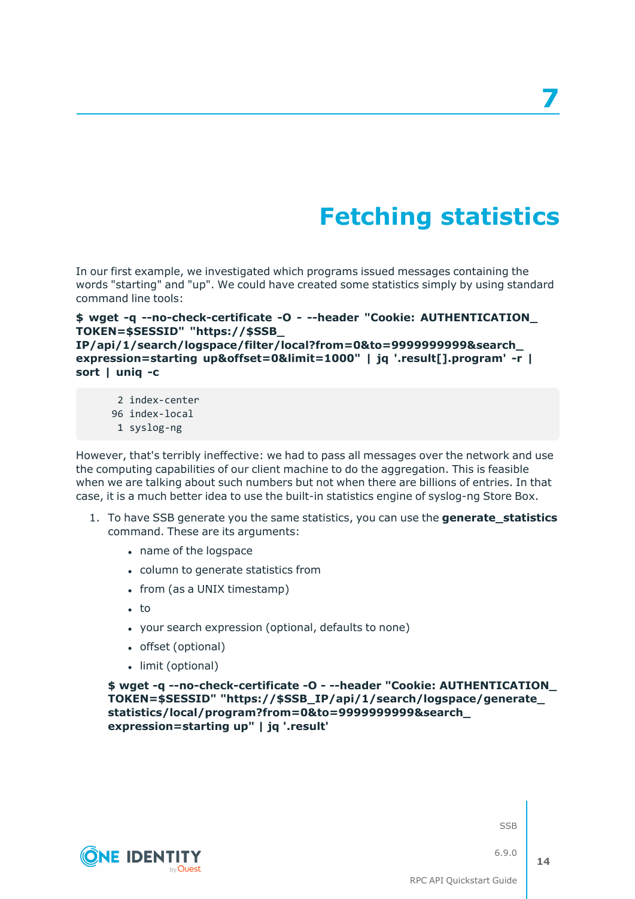# 7 Fetching statistics

In our first example, we investigated which programs issued messages containing the words "starting" and "up". We could have created some statistics simply by using standard command line tools:

```
$ wget -q --no-check-certificate -O - --header "Cookie: AUTHENTICATION_TOKEN=$SESSID" "https://$SSB_IP/api/1/search/logspace/filter/local?from=0&to=9999999999&search_expression=starting up&offset=0&limit=1000" | jq '.result[].program' -r | sort | uniq -c
```

```
      2 index-center
     96 index-local
      1 syslog-ng
```

However, that's terribly ineffective: we had to pass all messages over the network and use the computing capabilities of our client machine to do the aggregation. This is feasible when we are talking about such numbers but not when there are billions of entries. In that case, it is a much better idea to use the built-in statistics engine of syslog-ng Store Box.

1. To have SSB generate you the same statistics, you can use the **generate_statistics** command. These are its arguments:

   - name of the logspace
   - column to generate statistics from
   - from (as a UNIX timestamp)
   - to
   - your search expression (optional, defaults to none)
   - offset (optional)
   - limit (optional)

   ```
   $ wget -q --no-check-certificate -O - --header "Cookie: AUTHENTICATION_TOKEN=$SESSID" "https://$SSB_IP/api/1/search/logspace/generate_statistics/local/program?from=0&to=9999999999&search_expression=starting up" | jq '.result'
   ```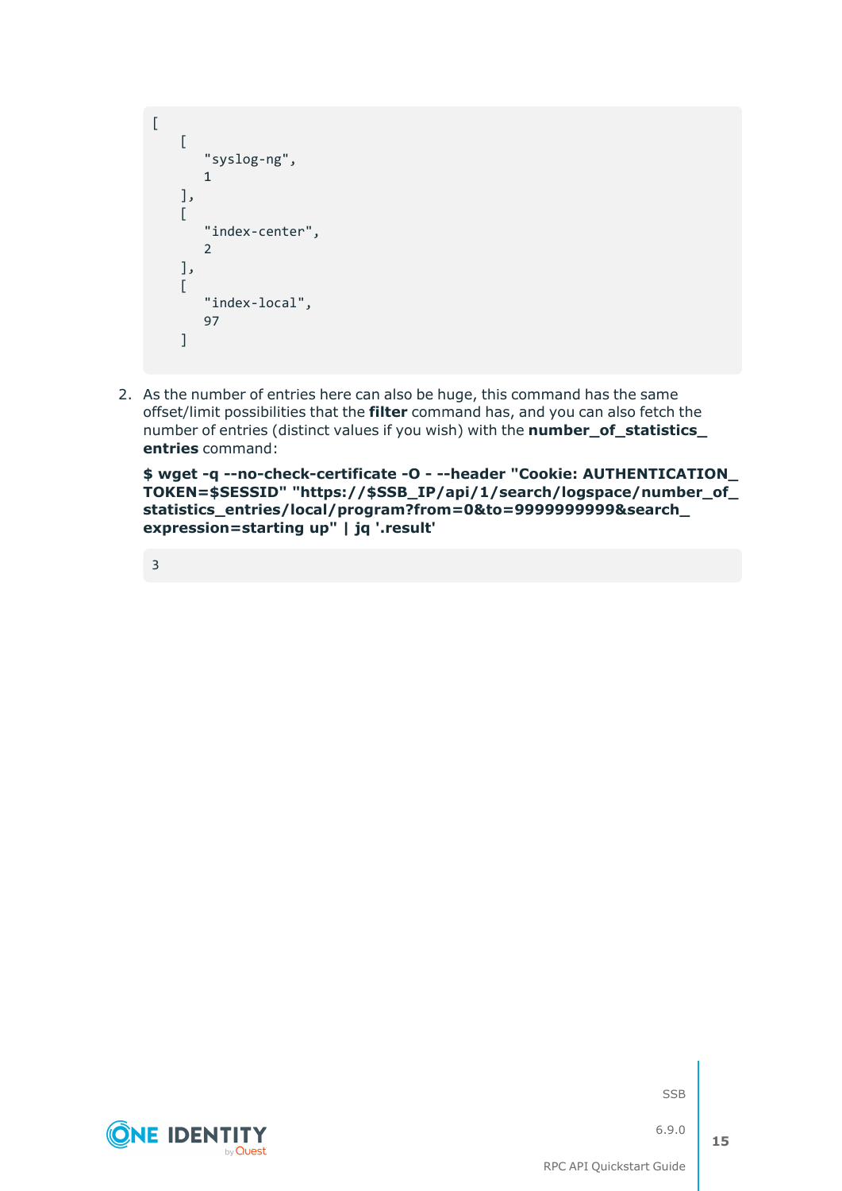```
[
    [
       "syslog-ng",
       1
    ],
    [
       "index-center",
       2
    ],
    [
       "index-local",
       97
    ]
```

2. As the number of entries here can also be huge, this command has the same offset/limit possibilities that the **filter** command has, and you can also fetch the number of entries (distinct values if you wish) with the **number_of_statistics_entries** command:

   **$ wget -q --no-check-certificate -O - --header "Cookie: AUTHENTICATION_TOKEN=$SESSID" "https://$SSB_IP/api/1/search/logspace/number_of_statistics_entries/local/program?from=0&to=9999999999&search_expression=starting up" | jq '.result'**

   ```
   3
   ```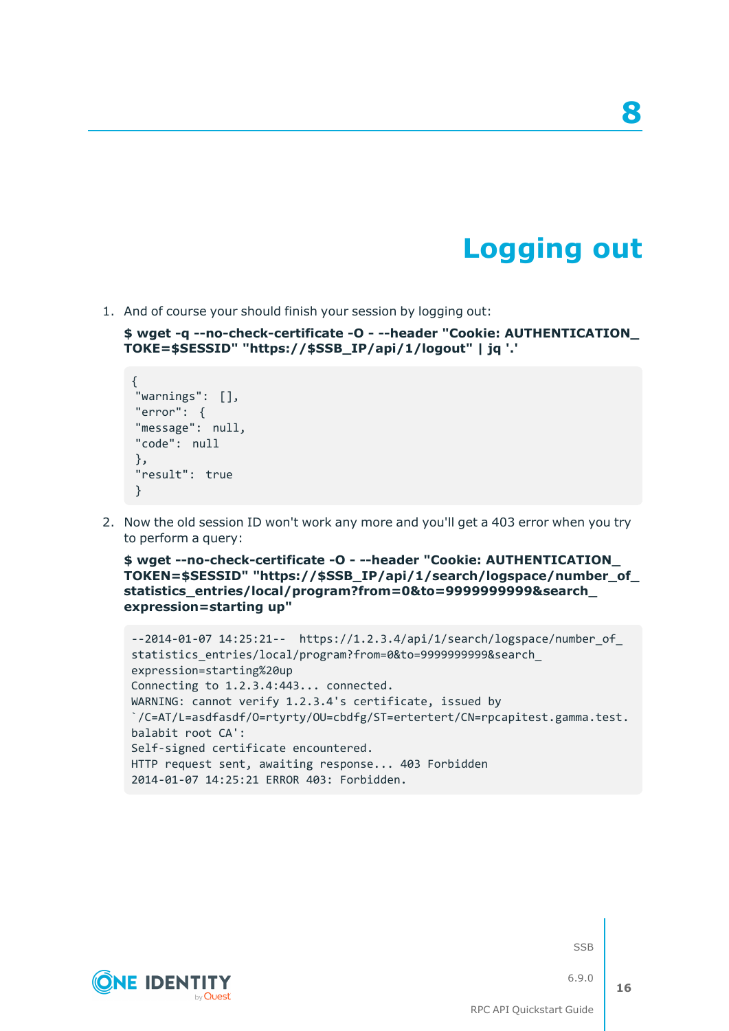# 8

# Logging out

1. And of course your should finish your session by logging out:

   **$ wget -q --no-check-certificate -O - --header "Cookie: AUTHENTICATION_TOKE=$SESSID" "https://$SSB_IP/api/1/logout" | jq '.'**

   ```
   {
   "warnings": [],
   "error": {
   "message": null,
   "code": null
   },
   "result": true
   }
   ```

2. Now the old session ID won't work any more and you'll get a 403 error when you try to perform a query:

   **$ wget --no-check-certificate -O - --header "Cookie: AUTHENTICATION_TOKEN=$SESSID" "https://$SSB_IP/api/1/search/logspace/number_of_statistics_entries/local/program?from=0&to=9999999999&search_expression=starting up"**

   ```
   --2014-01-07 14:25:21--  https://1.2.3.4/api/1/search/logspace/number_of_
   statistics_entries/local/program?from=0&to=9999999999&search_
   expression=starting%20up
   Connecting to 1.2.3.4:443... connected.
   WARNING: cannot verify 1.2.3.4's certificate, issued by
   `/C=AT/L=asdfasdf/O=rtyrty/OU=cbdfg/ST=ertertert/CN=rpcapitest.gamma.test.
   balabit root CA':
   Self-signed certificate encountered.
   HTTP request sent, awaiting response... 403 Forbidden
   2014-01-07 14:25:21 ERROR 403: Forbidden.
   ```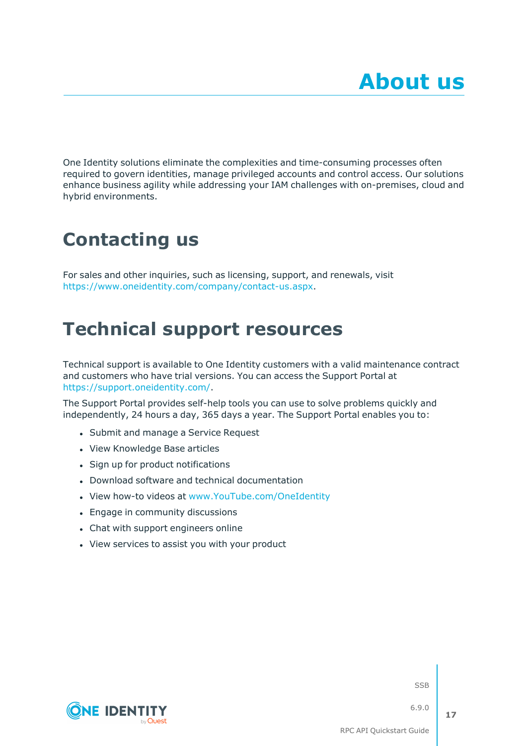# About us

One Identity solutions eliminate the complexities and time-consuming processes often required to govern identities, manage privileged accounts and control access. Our solutions enhance business agility while addressing your IAM challenges with on-premises, cloud and hybrid environments.

## Contacting us

For sales and other inquiries, such as licensing, support, and renewals, visit https://www.oneidentity.com/company/contact-us.aspx.

## Technical support resources

Technical support is available to One Identity customers with a valid maintenance contract and customers who have trial versions. You can access the Support Portal at https://support.oneidentity.com/.

The Support Portal provides self-help tools you can use to solve problems quickly and independently, 24 hours a day, 365 days a year. The Support Portal enables you to:

- Submit and manage a Service Request
- View Knowledge Base articles
- Sign up for product notifications
- Download software and technical documentation
- View how-to videos at www.YouTube.com/OneIdentity
- Engage in community discussions
- Chat with support engineers online
- View services to assist you with your product